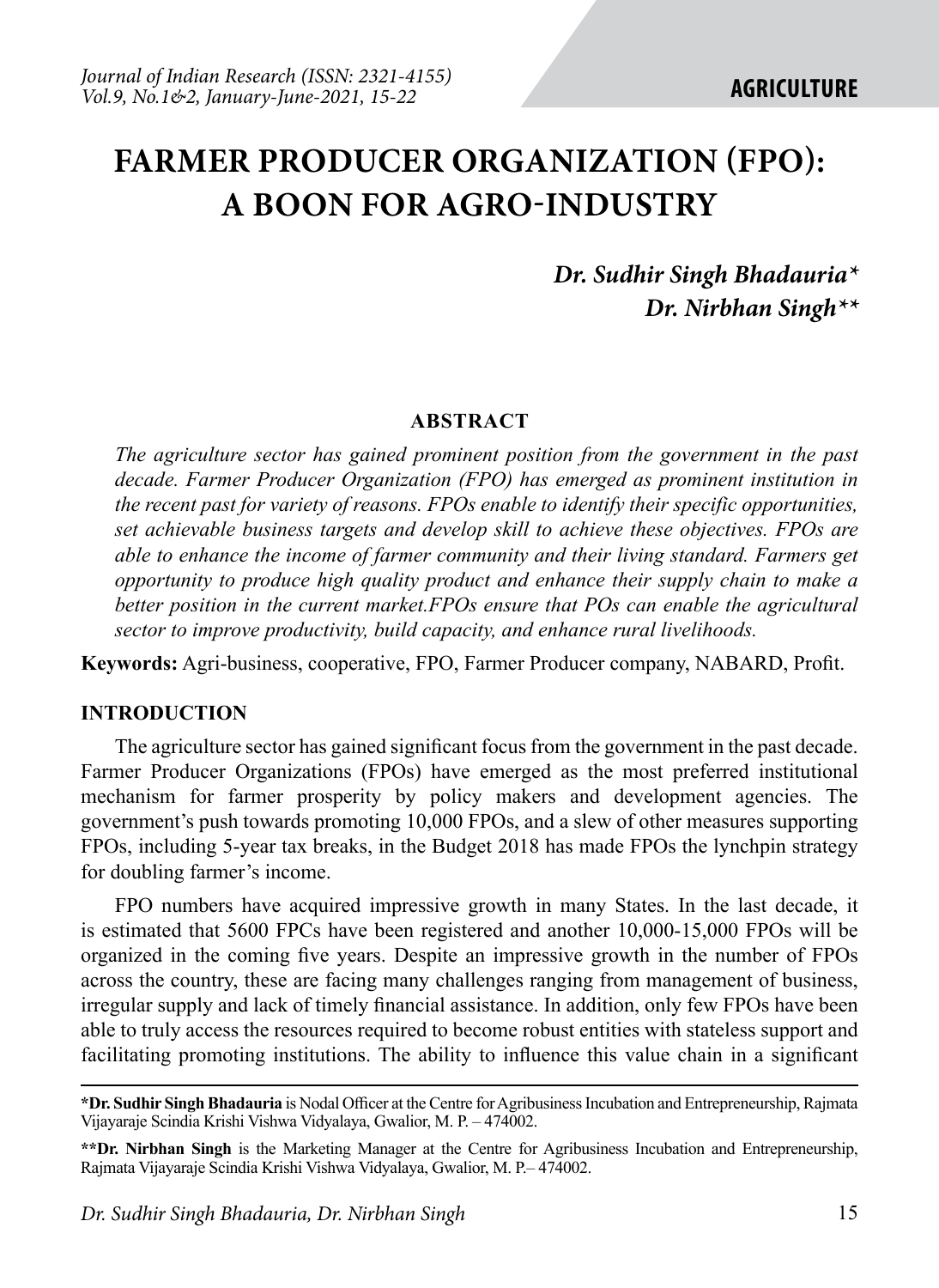# FARMER PRODUCER ORGANIZATION (FPO): A BOON FOR AGRO-INDUSTRY

***Dr. Sudhir Singh Bhadauria****
***Dr. Nirbhan Singh*****

## ABSTRACT

*The agriculture sector has gained prominent position from the government in the past decade. Farmer Producer Organization (FPO) has emerged as prominent institution in the recent past for variety of reasons. FPOs enable to identify their specific opportunities, set achievable business targets and develop skill to achieve these objectives. FPOs are able to enhance the income of farmer community and their living standard. Farmers get opportunity to produce high quality product and enhance their supply chain to make a better position in the current market.FPOs ensure that POs can enable the agricultural sector to improve productivity, build capacity, and enhance rural livelihoods.*

**Keywords:** Agri-business, cooperative, FPO, Farmer Producer company, NABARD, Profit.

## INTRODUCTION

The agriculture sector has gained significant focus from the government in the past decade. Farmer Producer Organizations (FPOs) have emerged as the most preferred institutional mechanism for farmer prosperity by policy makers and development agencies. The government's push towards promoting 10,000 FPOs, and a slew of other measures supporting FPOs, including 5-year tax breaks, in the Budget 2018 has made FPOs the lynchpin strategy for doubling farmer's income.

FPO numbers have acquired impressive growth in many States. In the last decade, it is estimated that 5600 FPCs have been registered and another 10,000-15,000 FPOs will be organized in the coming five years. Despite an impressive growth in the number of FPOs across the country, these are facing many challenges ranging from management of business, irregular supply and lack of timely financial assistance. In addition, only few FPOs have been able to truly access the resources required to become robust entities with stateless support and facilitating promoting institutions. The ability to influence this value chain in a significant

---

***Dr. Sudhir Singh Bhadauria** is Nodal Officer at the Centre for Agribusiness Incubation and Entrepreneurship, Rajmata Vijayaraje Scindia Krishi Vishwa Vidyalaya, Gwalior, M. P. – 474002.

****Dr. Nirbhan Singh** is the Marketing Manager at the Centre for Agribusiness Incubation and Entrepreneurship, Rajmata Vijayaraje Scindia Krishi Vishwa Vidyalaya, Gwalior, M. P.– 474002.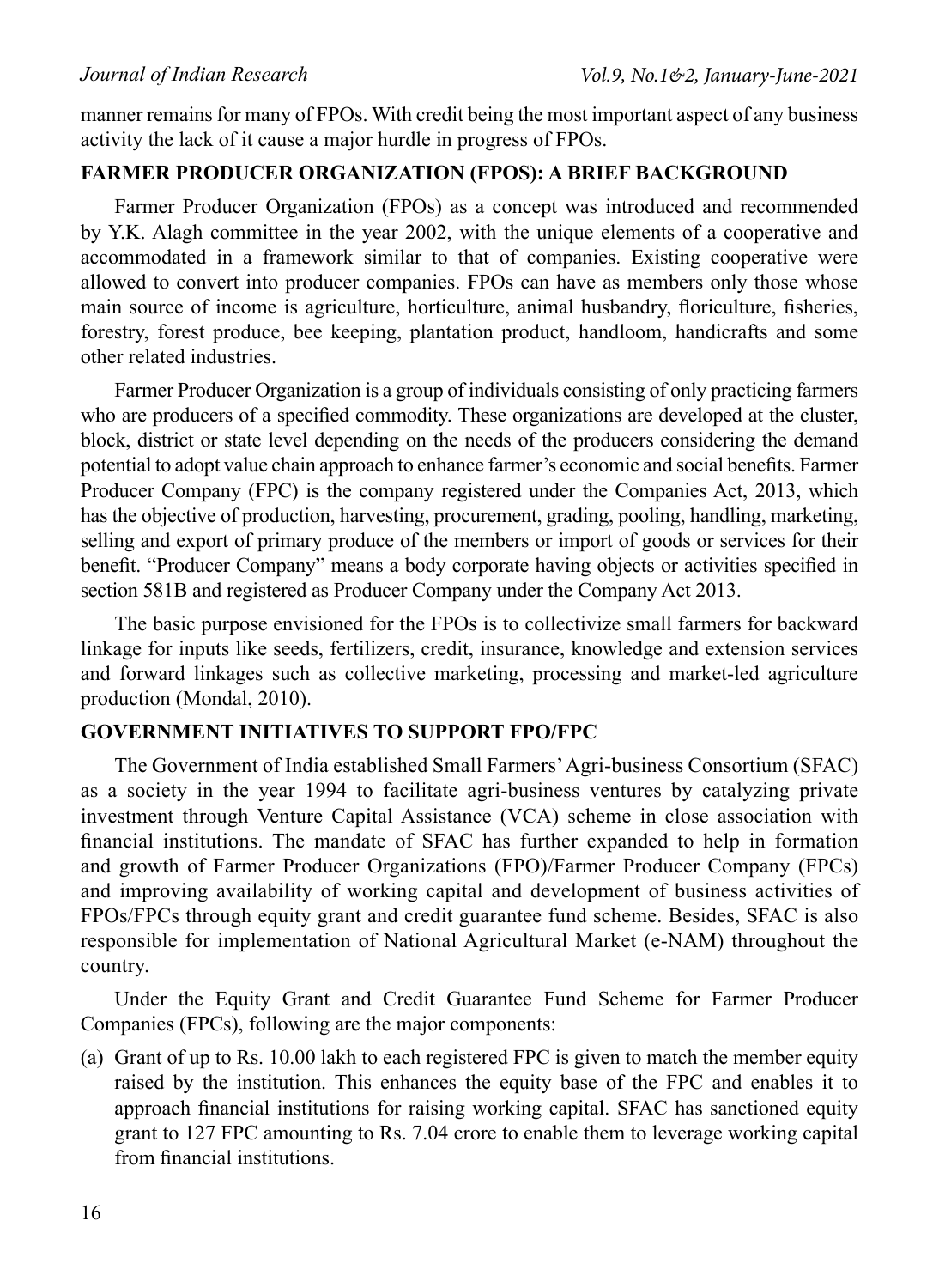manner remains for many of FPOs. With credit being the most important aspect of any business activity the lack of it cause a major hurdle in progress of FPOs.

## FARMER PRODUCER ORGANIZATION (FPOS): A BRIEF BACKGROUND

Farmer Producer Organization (FPOs) as a concept was introduced and recommended by Y.K. Alagh committee in the year 2002, with the unique elements of a cooperative and accommodated in a framework similar to that of companies. Existing cooperative were allowed to convert into producer companies. FPOs can have as members only those whose main source of income is agriculture, horticulture, animal husbandry, floriculture, fisheries, forestry, forest produce, bee keeping, plantation product, handloom, handicrafts and some other related industries.

Farmer Producer Organization is a group of individuals consisting of only practicing farmers who are producers of a specified commodity. These organizations are developed at the cluster, block, district or state level depending on the needs of the producers considering the demand potential to adopt value chain approach to enhance farmer's economic and social benefits. Farmer Producer Company (FPC) is the company registered under the Companies Act, 2013, which has the objective of production, harvesting, procurement, grading, pooling, handling, marketing, selling and export of primary produce of the members or import of goods or services for their benefit. "Producer Company" means a body corporate having objects or activities specified in section 581B and registered as Producer Company under the Company Act 2013.

The basic purpose envisioned for the FPOs is to collectivize small farmers for backward linkage for inputs like seeds, fertilizers, credit, insurance, knowledge and extension services and forward linkages such as collective marketing, processing and market-led agriculture production (Mondal, 2010).

## GOVERNMENT INITIATIVES TO SUPPORT FPO/FPC

The Government of India established Small Farmers' Agri-business Consortium (SFAC) as a society in the year 1994 to facilitate agri-business ventures by catalyzing private investment through Venture Capital Assistance (VCA) scheme in close association with financial institutions. The mandate of SFAC has further expanded to help in formation and growth of Farmer Producer Organizations (FPO)/Farmer Producer Company (FPCs) and improving availability of working capital and development of business activities of FPOs/FPCs through equity grant and credit guarantee fund scheme. Besides, SFAC is also responsible for implementation of National Agricultural Market (e-NAM) throughout the country.

Under the Equity Grant and Credit Guarantee Fund Scheme for Farmer Producer Companies (FPCs), following are the major components:

(a) Grant of up to Rs. 10.00 lakh to each registered FPC is given to match the member equity raised by the institution. This enhances the equity base of the FPC and enables it to approach financial institutions for raising working capital. SFAC has sanctioned equity grant to 127 FPC amounting to Rs. 7.04 crore to enable them to leverage working capital from financial institutions.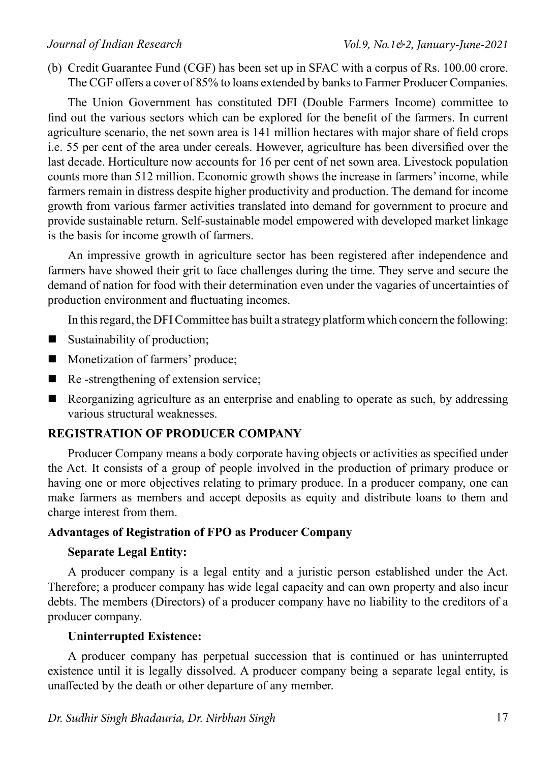(b) Credit Guarantee Fund (CGF) has been set up in SFAC with a corpus of Rs. 100.00 crore. The CGF offers a cover of 85% to loans extended by banks to Farmer Producer Companies.

The Union Government has constituted DFI (Double Farmers Income) committee to find out the various sectors which can be explored for the benefit of the farmers. In current agriculture scenario, the net sown area is 141 million hectares with major share of field crops i.e. 55 per cent of the area under cereals. However, agriculture has been diversified over the last decade. Horticulture now accounts for 16 per cent of net sown area. Livestock population counts more than 512 million. Economic growth shows the increase in farmers' income, while farmers remain in distress despite higher productivity and production. The demand for income growth from various farmer activities translated into demand for government to procure and provide sustainable return. Self-sustainable model empowered with developed market linkage is the basis for income growth of farmers.

An impressive growth in agriculture sector has been registered after independence and farmers have showed their grit to face challenges during the time. They serve and secure the demand of nation for food with their determination even under the vagaries of uncertainties of production environment and fluctuating incomes.

In this regard, the DFI Committee has built a strategy platform which concern the following:

- Sustainability of production;
- Monetization of farmers' produce;
- Re -strengthening of extension service;
- Reorganizing agriculture as an enterprise and enabling to operate as such, by addressing various structural weaknesses.

## REGISTRATION OF PRODUCER COMPANY

Producer Company means a body corporate having objects or activities as specified under the Act. It consists of a group of people involved in the production of primary produce or having one or more objectives relating to primary produce. In a producer company, one can make farmers as members and accept deposits as equity and distribute loans to them and charge interest from them.

### Advantages of Registration of FPO as Producer Company

#### Separate Legal Entity:

A producer company is a legal entity and a juristic person established under the Act. Therefore; a producer company has wide legal capacity and can own property and also incur debts. The members (Directors) of a producer company have no liability to the creditors of a producer company.

#### Uninterrupted Existence:

A producer company has perpetual succession that is continued or has uninterrupted existence until it is legally dissolved. A producer company being a separate legal entity, is unaffected by the death or other departure of any member.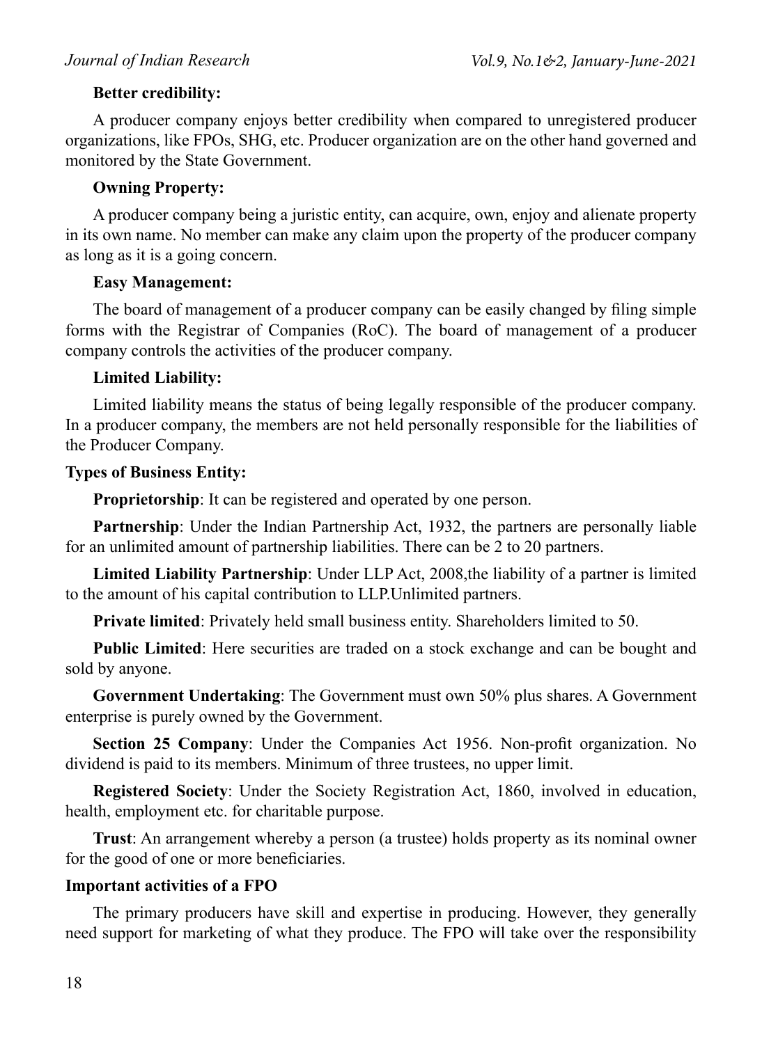**Better credibility:**

A producer company enjoys better credibility when compared to unregistered producer organizations, like FPOs, SHG, etc. Producer organization are on the other hand governed and monitored by the State Government.

**Owning Property:**

A producer company being a juristic entity, can acquire, own, enjoy and alienate property in its own name. No member can make any claim upon the property of the producer company as long as it is a going concern.

**Easy Management:**

The board of management of a producer company can be easily changed by filing simple forms with the Registrar of Companies (RoC). The board of management of a producer company controls the activities of the producer company.

**Limited Liability:**

Limited liability means the status of being legally responsible of the producer company. In a producer company, the members are not held personally responsible for the liabilities of the Producer Company.

**Types of Business Entity:**

**Proprietorship**: It can be registered and operated by one person.

**Partnership**: Under the Indian Partnership Act, 1932, the partners are personally liable for an unlimited amount of partnership liabilities. There can be 2 to 20 partners.

**Limited Liability Partnership**: Under LLP Act, 2008,the liability of a partner is limited to the amount of his capital contribution to LLP.Unlimited partners.

**Private limited**: Privately held small business entity. Shareholders limited to 50.

**Public Limited**: Here securities are traded on a stock exchange and can be bought and sold by anyone.

**Government Undertaking**: The Government must own 50% plus shares. A Government enterprise is purely owned by the Government.

**Section 25 Company**: Under the Companies Act 1956. Non-profit organization. No dividend is paid to its members. Minimum of three trustees, no upper limit.

**Registered Society**: Under the Society Registration Act, 1860, involved in education, health, employment etc. for charitable purpose.

**Trust**: An arrangement whereby a person (a trustee) holds property as its nominal owner for the good of one or more beneficiaries.

**Important activities of a FPO**

The primary producers have skill and expertise in producing. However, they generally need support for marketing of what they produce. The FPO will take over the responsibility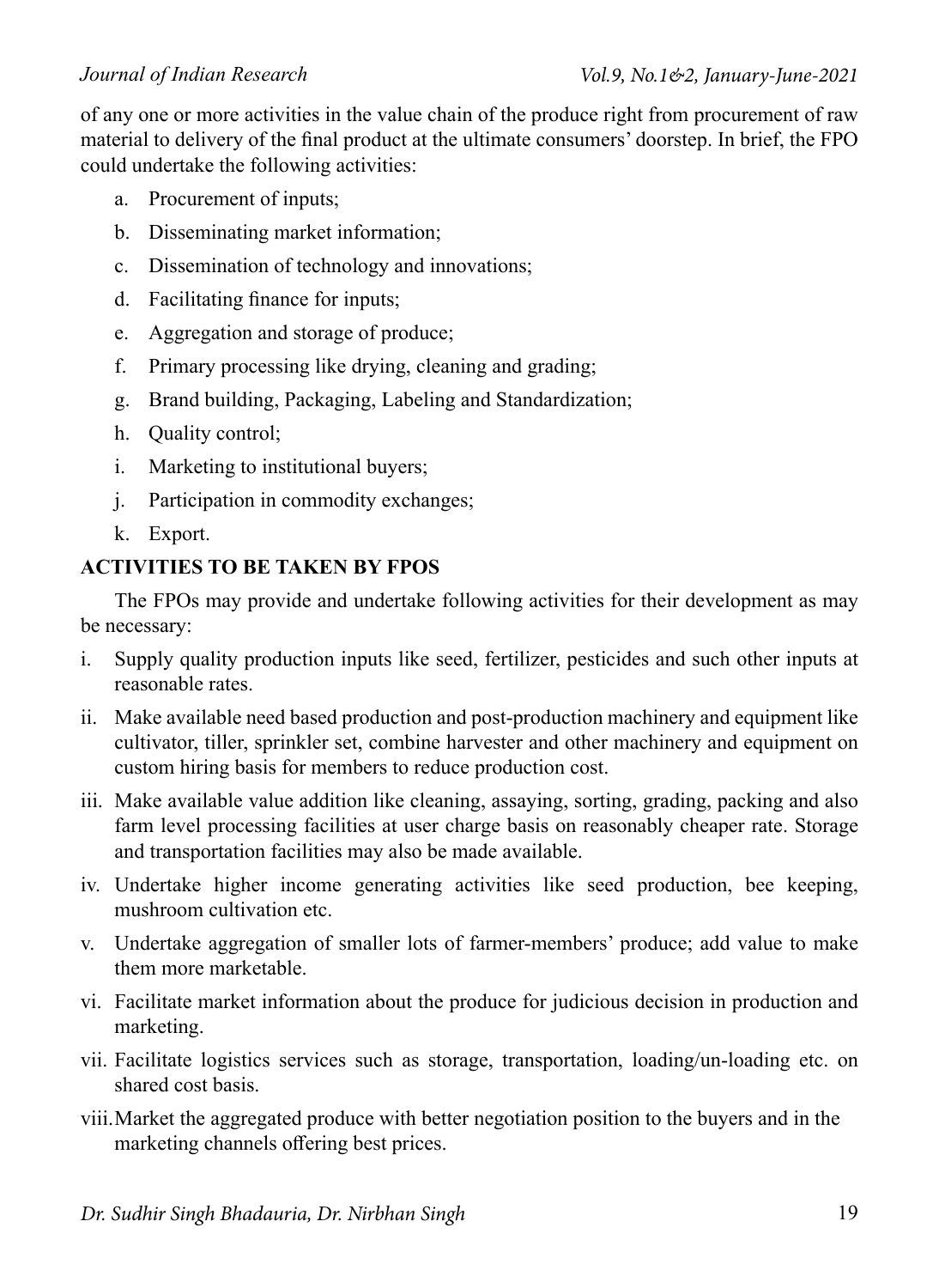of any one or more activities in the value chain of the produce right from procurement of raw material to delivery of the final product at the ultimate consumers' doorstep. In brief, the FPO could undertake the following activities:

a. Procurement of inputs;
b. Disseminating market information;
c. Dissemination of technology and innovations;
d. Facilitating finance for inputs;
e. Aggregation and storage of produce;
f. Primary processing like drying, cleaning and grading;
g. Brand building, Packaging, Labeling and Standardization;
h. Quality control;
i. Marketing to institutional buyers;
j. Participation in commodity exchanges;
k. Export.

## ACTIVITIES TO BE TAKEN BY FPOS

The FPOs may provide and undertake following activities for their development as may be necessary:

i. Supply quality production inputs like seed, fertilizer, pesticides and such other inputs at reasonable rates.
ii. Make available need based production and post-production machinery and equipment like cultivator, tiller, sprinkler set, combine harvester and other machinery and equipment on custom hiring basis for members to reduce production cost.
iii. Make available value addition like cleaning, assaying, sorting, grading, packing and also farm level processing facilities at user charge basis on reasonably cheaper rate. Storage and transportation facilities may also be made available.
iv. Undertake higher income generating activities like seed production, bee keeping, mushroom cultivation etc.
v. Undertake aggregation of smaller lots of farmer-members' produce; add value to make them more marketable.
vi. Facilitate market information about the produce for judicious decision in production and marketing.
vii. Facilitate logistics services such as storage, transportation, loading/un-loading etc. on shared cost basis.
viii. Market the aggregated produce with better negotiation position to the buyers and in the marketing channels offering best prices.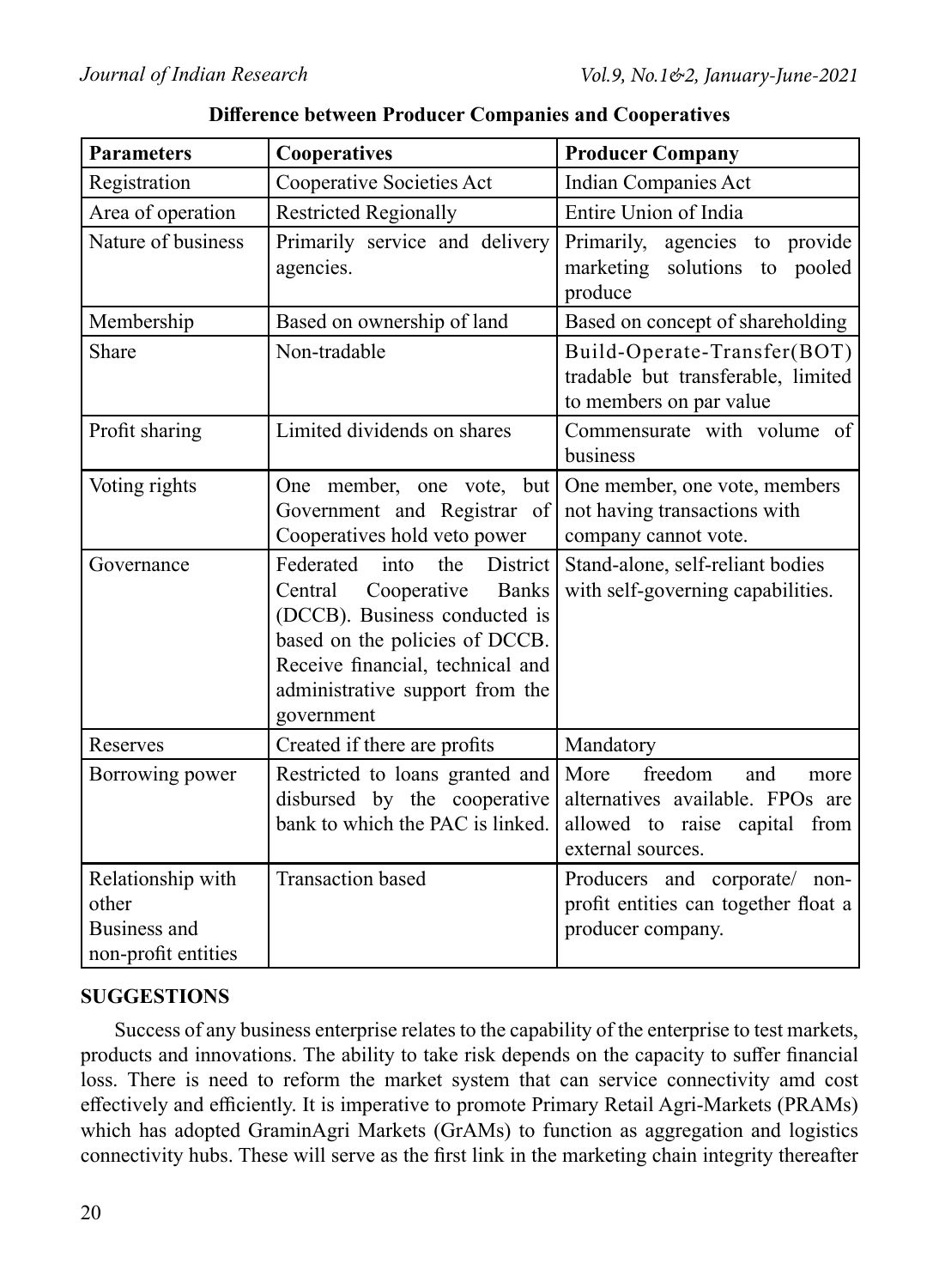**Difference between Producer Companies and Cooperatives**

| Parameters | Cooperatives | Producer Company |
|---|---|---|
| Registration | Cooperative Societies Act | Indian Companies Act |
| Area of operation | Restricted Regionally | Entire Union of India |
| Nature of business | Primarily service and delivery agencies. | Primarily, agencies to provide marketing solutions to pooled produce |
| Membership | Based on ownership of land | Based on concept of shareholding |
| Share | Non-tradable | Build-Operate-Transfer(BOT) tradable but transferable, limited to members on par value |
| Profit sharing | Limited dividends on shares | Commensurate with volume of business |
| Voting rights | One member, one vote, but Government and Registrar of Cooperatives hold veto power | One member, one vote, members not having transactions with company cannot vote. |
| Governance | Federated into the District Central Cooperative Banks (DCCB). Business conducted is based on the policies of DCCB. Receive financial, technical and administrative support from the government | Stand-alone, self-reliant bodies with self-governing capabilities. |
| Reserves | Created if there are profits | Mandatory |
| Borrowing power | Restricted to loans granted and disbursed by the cooperative bank to which the PAC is linked. | More freedom and more alternatives available. FPOs are allowed to raise capital from external sources. |
| Relationship with other Business and non-profit entities | Transaction based | Producers and corporate/ non-profit entities can together float a producer company. |

## SUGGESTIONS

Success of any business enterprise relates to the capability of the enterprise to test markets, products and innovations. The ability to take risk depends on the capacity to suffer financial loss. There is need to reform the market system that can service connectivity amd cost effectively and efficiently. It is imperative to promote Primary Retail Agri-Markets (PRAMs) which has adopted GraminAgri Markets (GrAMs) to function as aggregation and logistics connectivity hubs. These will serve as the first link in the marketing chain integrity thereafter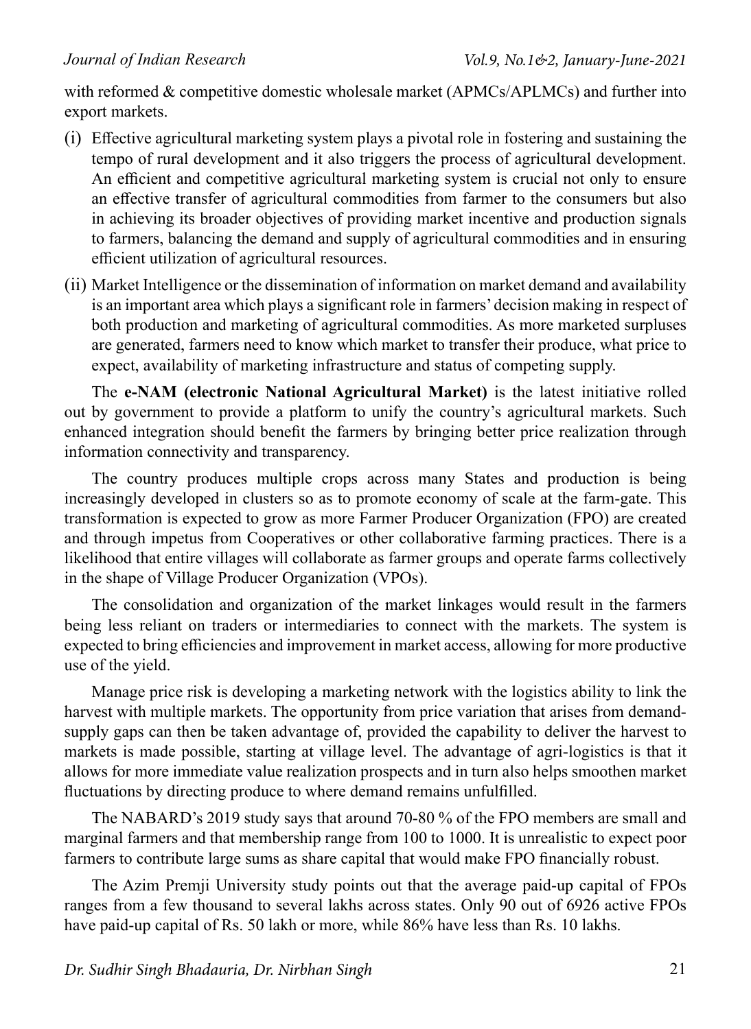with reformed & competitive domestic wholesale market (APMCs/APLMCs) and further into export markets.

(i) Effective agricultural marketing system plays a pivotal role in fostering and sustaining the tempo of rural development and it also triggers the process of agricultural development. An efficient and competitive agricultural marketing system is crucial not only to ensure an effective transfer of agricultural commodities from farmer to the consumers but also in achieving its broader objectives of providing market incentive and production signals to farmers, balancing the demand and supply of agricultural commodities and in ensuring efficient utilization of agricultural resources.

(ii) Market Intelligence or the dissemination of information on market demand and availability is an important area which plays a significant role in farmers' decision making in respect of both production and marketing of agricultural commodities. As more marketed surpluses are generated, farmers need to know which market to transfer their produce, what price to expect, availability of marketing infrastructure and status of competing supply.

The **e-NAM (electronic National Agricultural Market)** is the latest initiative rolled out by government to provide a platform to unify the country's agricultural markets. Such enhanced integration should benefit the farmers by bringing better price realization through information connectivity and transparency.

The country produces multiple crops across many States and production is being increasingly developed in clusters so as to promote economy of scale at the farm-gate. This transformation is expected to grow as more Farmer Producer Organization (FPO) are created and through impetus from Cooperatives or other collaborative farming practices. There is a likelihood that entire villages will collaborate as farmer groups and operate farms collectively in the shape of Village Producer Organization (VPOs).

The consolidation and organization of the market linkages would result in the farmers being less reliant on traders or intermediaries to connect with the markets. The system is expected to bring efficiencies and improvement in market access, allowing for more productive use of the yield.

Manage price risk is developing a marketing network with the logistics ability to link the harvest with multiple markets. The opportunity from price variation that arises from demand-supply gaps can then be taken advantage of, provided the capability to deliver the harvest to markets is made possible, starting at village level. The advantage of agri-logistics is that it allows for more immediate value realization prospects and in turn also helps smoothen market fluctuations by directing produce to where demand remains unfulfilled.

The NABARD's 2019 study says that around 70-80 % of the FPO members are small and marginal farmers and that membership range from 100 to 1000. It is unrealistic to expect poor farmers to contribute large sums as share capital that would make FPO financially robust.

The Azim Premji University study points out that the average paid-up capital of FPOs ranges from a few thousand to several lakhs across states. Only 90 out of 6926 active FPOs have paid-up capital of Rs. 50 lakh or more, while 86% have less than Rs. 10 lakhs.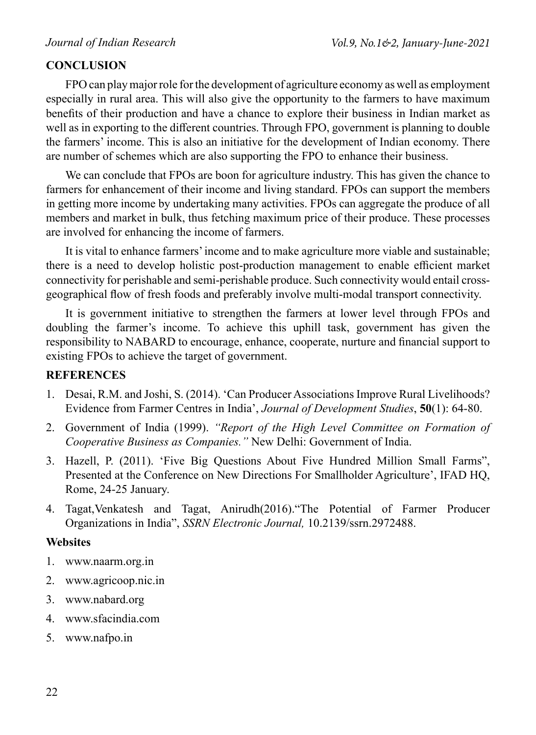## CONCLUSION

FPO can play major role for the development of agriculture economy as well as employment especially in rural area. This will also give the opportunity to the farmers to have maximum benefits of their production and have a chance to explore their business in Indian market as well as in exporting to the different countries. Through FPO, government is planning to double the farmers' income. This is also an initiative for the development of Indian economy. There are number of schemes which are also supporting the FPO to enhance their business.

We can conclude that FPOs are boon for agriculture industry. This has given the chance to farmers for enhancement of their income and living standard. FPOs can support the members in getting more income by undertaking many activities. FPOs can aggregate the produce of all members and market in bulk, thus fetching maximum price of their produce. These processes are involved for enhancing the income of farmers.

It is vital to enhance farmers' income and to make agriculture more viable and sustainable; there is a need to develop holistic post-production management to enable efficient market connectivity for perishable and semi-perishable produce. Such connectivity would entail cross-geographical flow of fresh foods and preferably involve multi-modal transport connectivity.

It is government initiative to strengthen the farmers at lower level through FPOs and doubling the farmer's income. To achieve this uphill task, government has given the responsibility to NABARD to encourage, enhance, cooperate, nurture and financial support to existing FPOs to achieve the target of government.

## REFERENCES

1. Desai, R.M. and Joshi, S. (2014). 'Can Producer Associations Improve Rural Livelihoods? Evidence from Farmer Centres in India', *Journal of Development Studies*, **50**(1): 64-80.
2. Government of India (1999). *"Report of the High Level Committee on Formation of Cooperative Business as Companies."* New Delhi: Government of India.
3. Hazell, P. (2011). 'Five Big Questions About Five Hundred Million Small Farms", Presented at the Conference on New Directions For Smallholder Agriculture', IFAD HQ, Rome, 24-25 January.
4. Tagat,Venkatesh and Tagat, Anirudh(2016)."The Potential of Farmer Producer Organizations in India", *SSRN Electronic Journal,* 10.2139/ssrn.2972488.

### Websites

1. www.naarm.org.in
2. www.agricoop.nic.in
3. www.nabard.org
4. www.sfacindia.com
5. www.nafpo.in